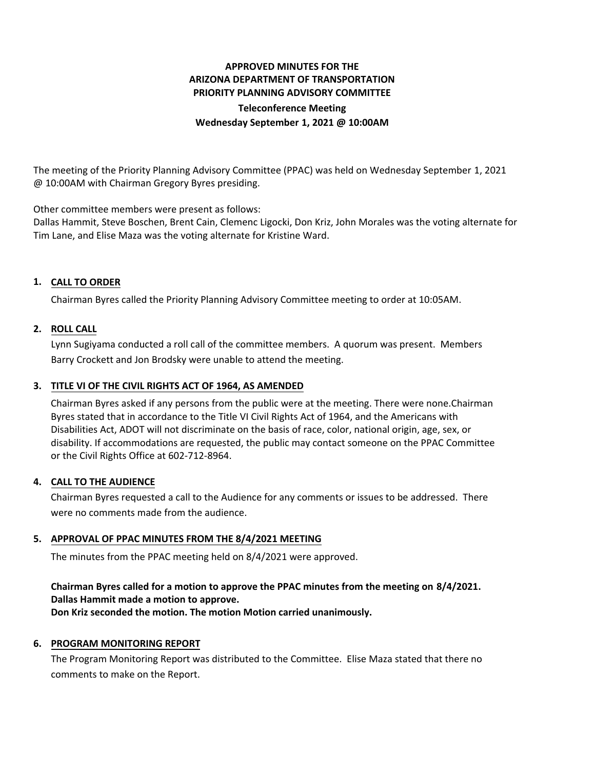# APPROVED MINUTES FOR THE ARIZONA DEPARTMENT OF TRANSPORTATION PRIORITY PLANNING ADVISORY COMMITTEE

**Teleconference Meeting**

**Wednesday September 1, 2021 @ 10:00AM**

The meeting of the Priority Planning Advisory Committee (PPAC) was held on Wednesday September 1, 2021 @ 10:00AM with Chairman Gregory Byres presiding.

Other committee members were present as follows:
Dallas Hammit, Steve Boschen, Brent Cain, Clemenc Ligocki, Don Kriz, John Morales was the voting alternate for Tim Lane, and Elise Maza was the voting alternate for Kristine Ward.

## 1. CALL TO ORDER

Chairman Byres called the Priority Planning Advisory Committee meeting to order at 10:05AM.

## 2. ROLL CALL

Lynn Sugiyama conducted a roll call of the committee members. A quorum was present. Members Barry Crockett and Jon Brodsky were unable to attend the meeting.

## 3. TITLE VI OF THE CIVIL RIGHTS ACT OF 1964, AS AMENDED

Chairman Byres asked if any persons from the public were at the meeting. There were none.Chairman Byres stated that in accordance to the Title VI Civil Rights Act of 1964, and the Americans with Disabilities Act, ADOT will not discriminate on the basis of race, color, national origin, age, sex, or disability. If accommodations are requested, the public may contact someone on the PPAC Committee or the Civil Rights Office at 602-712-8964.

## 4. CALL TO THE AUDIENCE

Chairman Byres requested a call to the Audience for any comments or issues to be addressed. There were no comments made from the audience.

## 5. APPROVAL OF PPAC MINUTES FROM THE 8/4/2021 MEETING

The minutes from the PPAC meeting held on 8/4/2021 were approved.

**Chairman Byres called for a motion to approve the PPAC minutes from the meeting on 8/4/2021.**
**Dallas Hammit made a motion to approve.**
**Don Kriz seconded the motion. The motion Motion carried unanimously.**

## 6. PROGRAM MONITORING REPORT

The Program Monitoring Report was distributed to the Committee. Elise Maza stated that there no comments to make on the Report.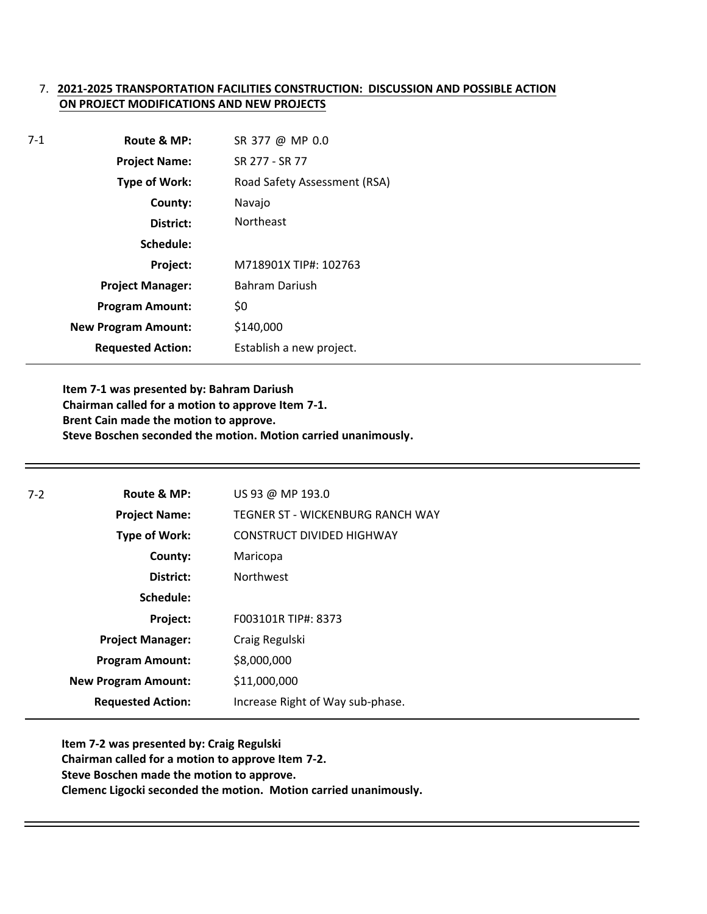7. **2021-2025 TRANSPORTATION FACILITIES CONSTRUCTION: DISCUSSION AND POSSIBLE ACTION ON PROJECT MODIFICATIONS AND NEW PROJECTS**

7-1

| | |
|---|---|
| **Route & MP:** | SR 377 @ MP 0.0 |
| **Project Name:** | SR 277 - SR 77 |
| **Type of Work:** | Road Safety Assessment (RSA) |
| **County:** | Navajo |
| **District:** | Northeast |
| **Schedule:** | |
| **Project:** | M718901X TIP#: 102763 |
| **Project Manager:** | Bahram Dariush |
| **Program Amount:** | $0 |
| **New Program Amount:** | $140,000 |
| **Requested Action:** | Establish a new project. |

**Item 7-1 was presented by: Bahram Dariush**
**Chairman called for a motion to approve Item 7-1.**
**Brent Cain made the motion to approve.**
**Steve Boschen seconded the motion. Motion carried unanimously.**

7-2

| | |
|---|---|
| **Route & MP:** | US 93 @ MP 193.0 |
| **Project Name:** | TEGNER ST - WICKENBURG RANCH WAY |
| **Type of Work:** | CONSTRUCT DIVIDED HIGHWAY |
| **County:** | Maricopa |
| **District:** | Northwest |
| **Schedule:** | |
| **Project:** | F003101R TIP#: 8373 |
| **Project Manager:** | Craig Regulski |
| **Program Amount:** | $8,000,000 |
| **New Program Amount:** | $11,000,000 |
| **Requested Action:** | Increase Right of Way sub-phase. |

**Item 7-2 was presented by: Craig Regulski**
**Chairman called for a motion to approve Item 7-2.**
**Steve Boschen made the motion to approve.**
**Clemenc Ligocki seconded the motion. Motion carried unanimously.**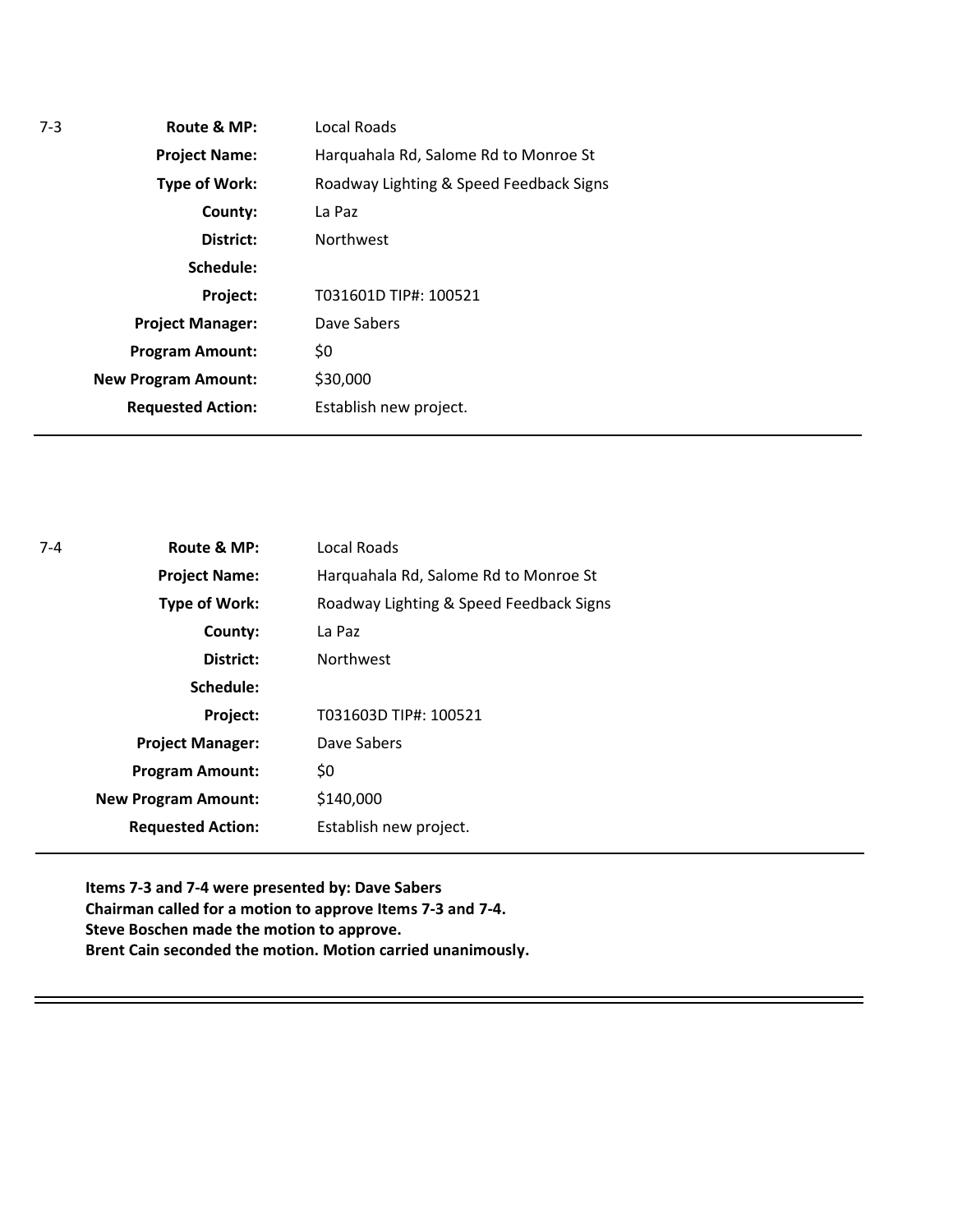7-3

| | |
|---|---|
| **Route & MP:** | Local Roads |
| **Project Name:** | Harquahala Rd, Salome Rd to Monroe St |
| **Type of Work:** | Roadway Lighting & Speed Feedback Signs |
| **County:** | La Paz |
| **District:** | Northwest |
| **Schedule:** | |
| **Project:** | T031601D TIP#: 100521 |
| **Project Manager:** | Dave Sabers |
| **Program Amount:** | $0 |
| **New Program Amount:** | $30,000 |
| **Requested Action:** | Establish new project. |

---

7-4

| | |
|---|---|
| **Route & MP:** | Local Roads |
| **Project Name:** | Harquahala Rd, Salome Rd to Monroe St |
| **Type of Work:** | Roadway Lighting & Speed Feedback Signs |
| **County:** | La Paz |
| **District:** | Northwest |
| **Schedule:** | |
| **Project:** | T031603D TIP#: 100521 |
| **Project Manager:** | Dave Sabers |
| **Program Amount:** | $0 |
| **New Program Amount:** | $140,000 |
| **Requested Action:** | Establish new project. |

---

**Items 7-3 and 7-4 were presented by: Dave Sabers**
**Chairman called for a motion to approve Items 7-3 and 7-4.**
**Steve Boschen made the motion to approve.**
**Brent Cain seconded the motion. Motion carried unanimously.**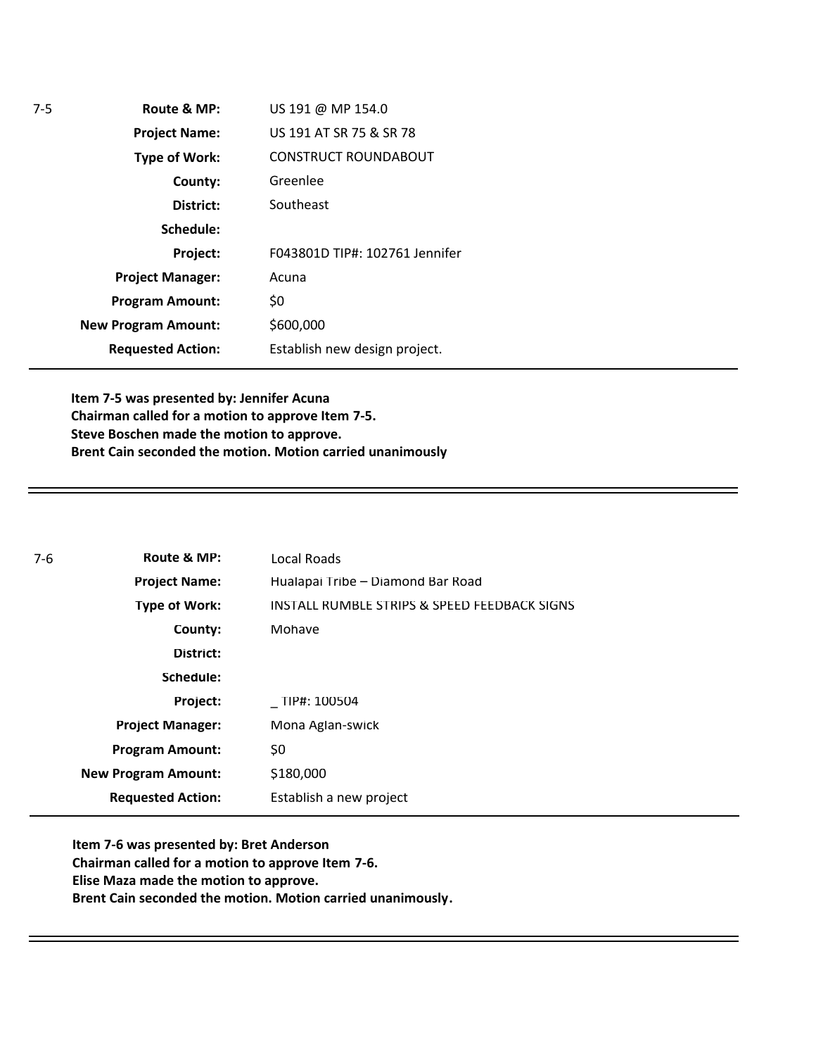| 7-5 | | |
|---|---|---|
| | **Route & MP:** | US 191 @ MP 154.0 |
| | **Project Name:** | US 191 AT SR 75 & SR 78 |
| | **Type of Work:** | CONSTRUCT ROUNDABOUT |
| | **County:** | Greenlee |
| | **District:** | Southeast |
| | **Schedule:** | |
| | **Project:** | F043801D TIP#: 102761 Jennifer |
| | **Project Manager:** | Acuna |
| | **Program Amount:** | $0 |
| | **New Program Amount:** | $600,000 |
| | **Requested Action:** | Establish new design project. |

**Item 7-5 was presented by: Jennifer Acuna**
**Chairman called for a motion to approve Item 7-5.**
**Steve Boschen made the motion to approve.**
**Brent Cain seconded the motion. Motion carried unanimously**

---

| 7-6 | | |
|---|---|---|
| | **Route & MP:** | Local Roads |
| | **Project Name:** | Hualapai Tribe – Diamond Bar Road |
| | **Type of Work:** | INSTALL RUMBLE STRIPS & SPEED FEEDBACK SIGNS |
| | **County:** | Mohave |
| | **District:** | |
| | **Schedule:** | |
| | **Project:** | _ TIP#: 100504 |
| | **Project Manager:** | Mona Aglan-swick |
| | **Program Amount:** | $0 |
| | **New Program Amount:** | $180,000 |
| | **Requested Action:** | Establish a new project |

**Item 7-6 was presented by: Bret Anderson**
**Chairman called for a motion to approve Item 7-6.**
**Elise Maza made the motion to approve.**
**Brent Cain seconded the motion. Motion carried unanimously.**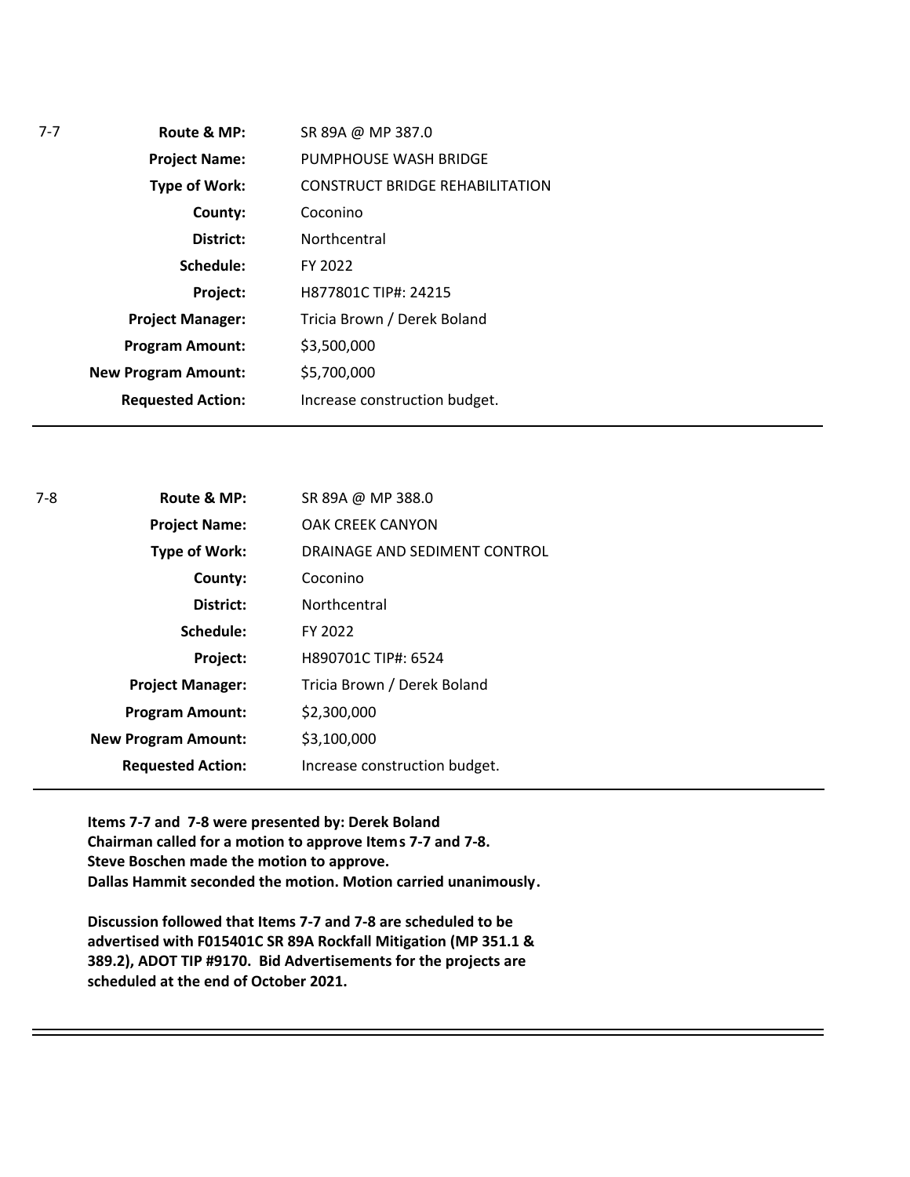7-7

| | |
|---|---|
| **Route & MP:** | SR 89A @ MP 387.0 |
| **Project Name:** | PUMPHOUSE WASH BRIDGE |
| **Type of Work:** | CONSTRUCT BRIDGE REHABILITATION |
| **County:** | Coconino |
| **District:** | Northcentral |
| **Schedule:** | FY 2022 |
| **Project:** | H877801C TIP#: 24215 |
| **Project Manager:** | Tricia Brown / Derek Boland |
| **Program Amount:** | $3,500,000 |
| **New Program Amount:** | $5,700,000 |
| **Requested Action:** | Increase construction budget. |

---

7-8

| | |
|---|---|
| **Route & MP:** | SR 89A @ MP 388.0 |
| **Project Name:** | OAK CREEK CANYON |
| **Type of Work:** | DRAINAGE AND SEDIMENT CONTROL |
| **County:** | Coconino |
| **District:** | Northcentral |
| **Schedule:** | FY 2022 |
| **Project:** | H890701C TIP#: 6524 |
| **Project Manager:** | Tricia Brown / Derek Boland |
| **Program Amount:** | $2,300,000 |
| **New Program Amount:** | $3,100,000 |
| **Requested Action:** | Increase construction budget. |

---

**Items 7-7 and 7-8 were presented by: Derek Boland**
**Chairman called for a motion to approve Items 7-7 and 7-8.**
**Steve Boschen made the motion to approve.**
**Dallas Hammit seconded the motion. Motion carried unanimously.**

**Discussion followed that Items 7-7 and 7-8 are scheduled to be advertised with F015401C SR 89A Rockfall Mitigation (MP 351.1 & 389.2), ADOT TIP #9170. Bid Advertisements for the projects are scheduled at the end of October 2021.**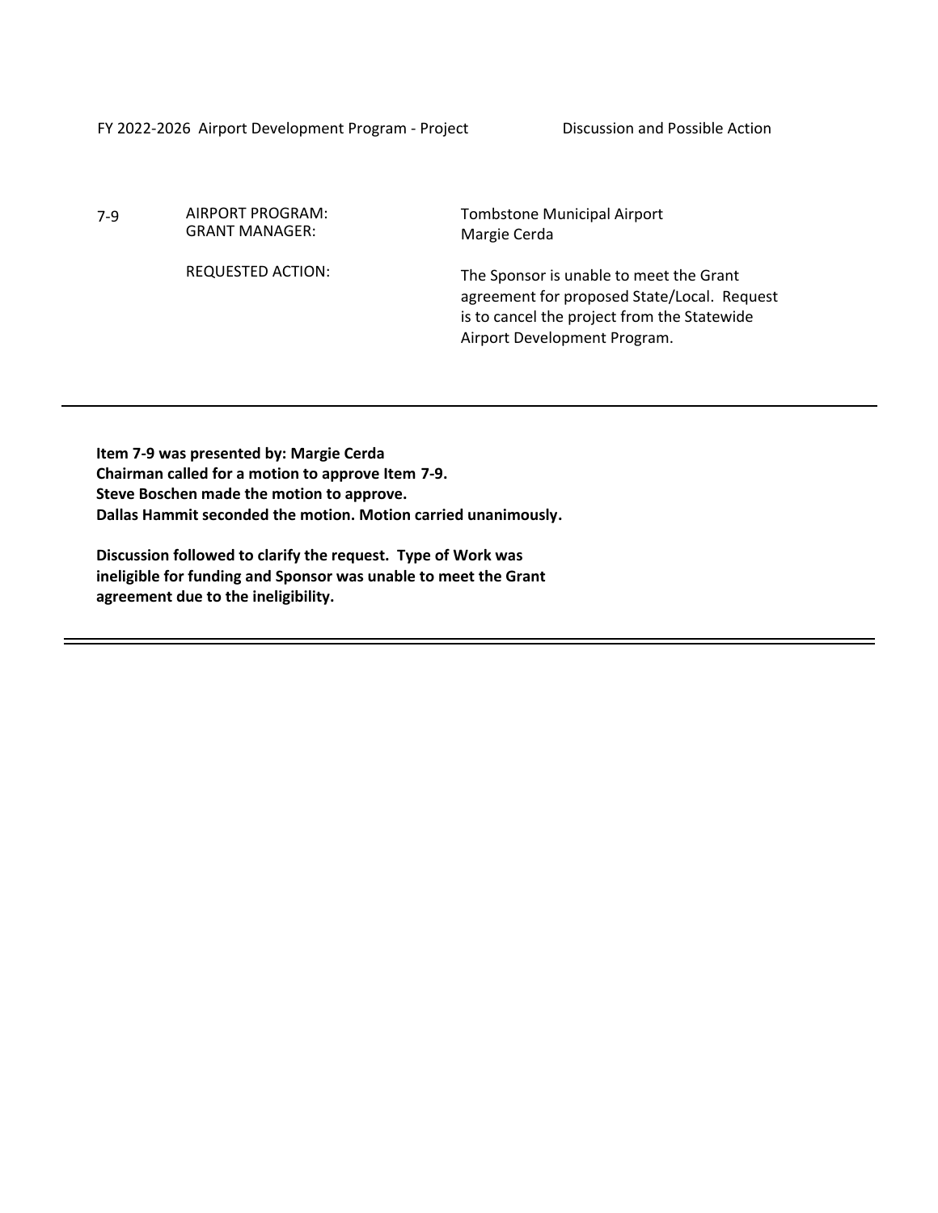FY 2022-2026 Airport Development Program - Project | Discussion and Possible Action

| 7-9 | AIRPORT PROGRAM: | Tombstone Municipal Airport |
|---|---|---|
| | GRANT MANAGER: | Margie Cerda |
| | REQUESTED ACTION: | The Sponsor is unable to meet the Grant agreement for proposed State/Local. Request is to cancel the project from the Statewide Airport Development Program. |

---

**Item 7-9 was presented by: Margie Cerda**
**Chairman called for a motion to approve Item 7-9.**
**Steve Boschen made the motion to approve.**
**Dallas Hammit seconded the motion. Motion carried unanimously.**

**Discussion followed to clarify the request. Type of Work was ineligible for funding and Sponsor was unable to meet the Grant agreement due to the ineligibility.**

---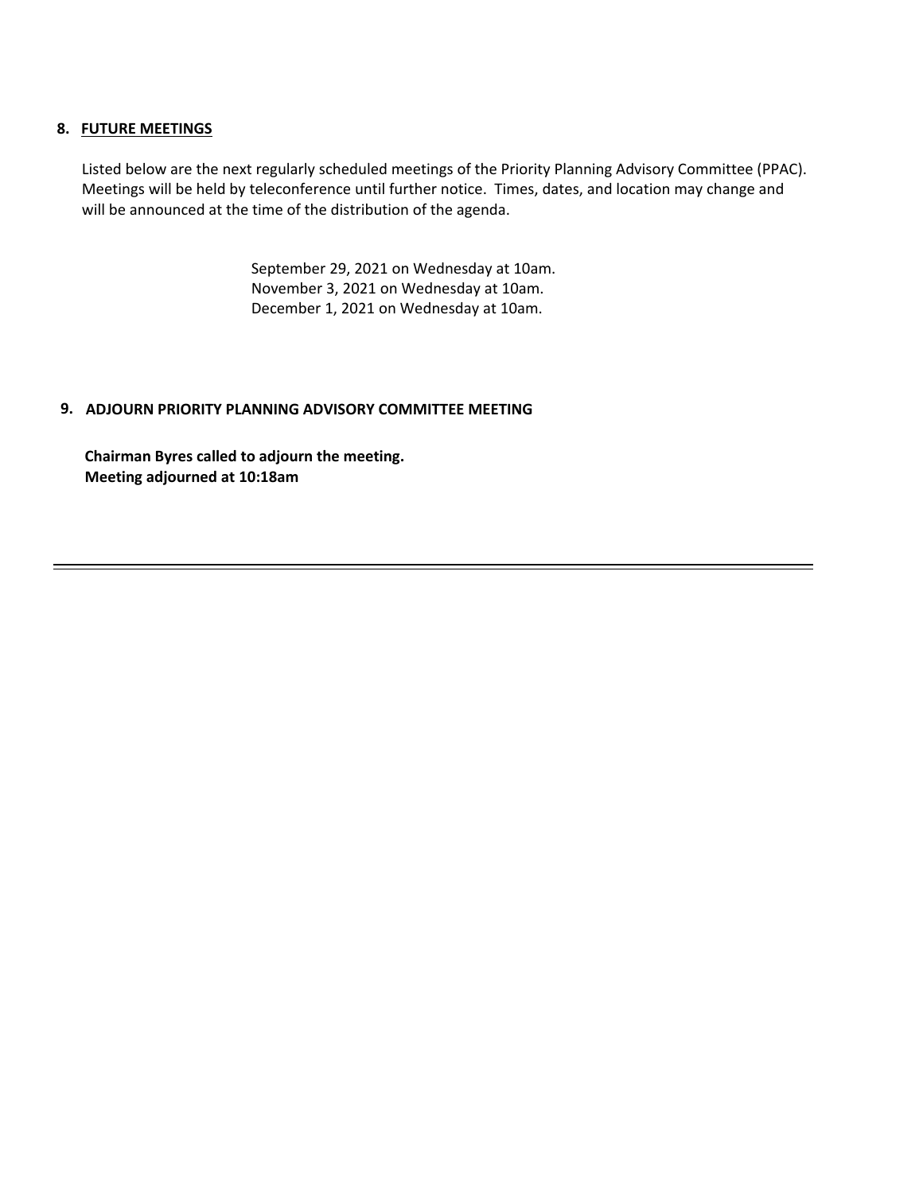## 8. FUTURE MEETINGS

Listed below are the next regularly scheduled meetings of the Priority Planning Advisory Committee (PPAC). Meetings will be held by teleconference until further notice. Times, dates, and location may change and will be announced at the time of the distribution of the agenda.

September 29, 2021 on Wednesday at 10am.
November 3, 2021 on Wednesday at 10am.
December 1, 2021 on Wednesday at 10am.

## 9. ADJOURN PRIORITY PLANNING ADVISORY COMMITTEE MEETING

**Chairman Byres called to adjourn the meeting.**
**Meeting adjourned at 10:18am**